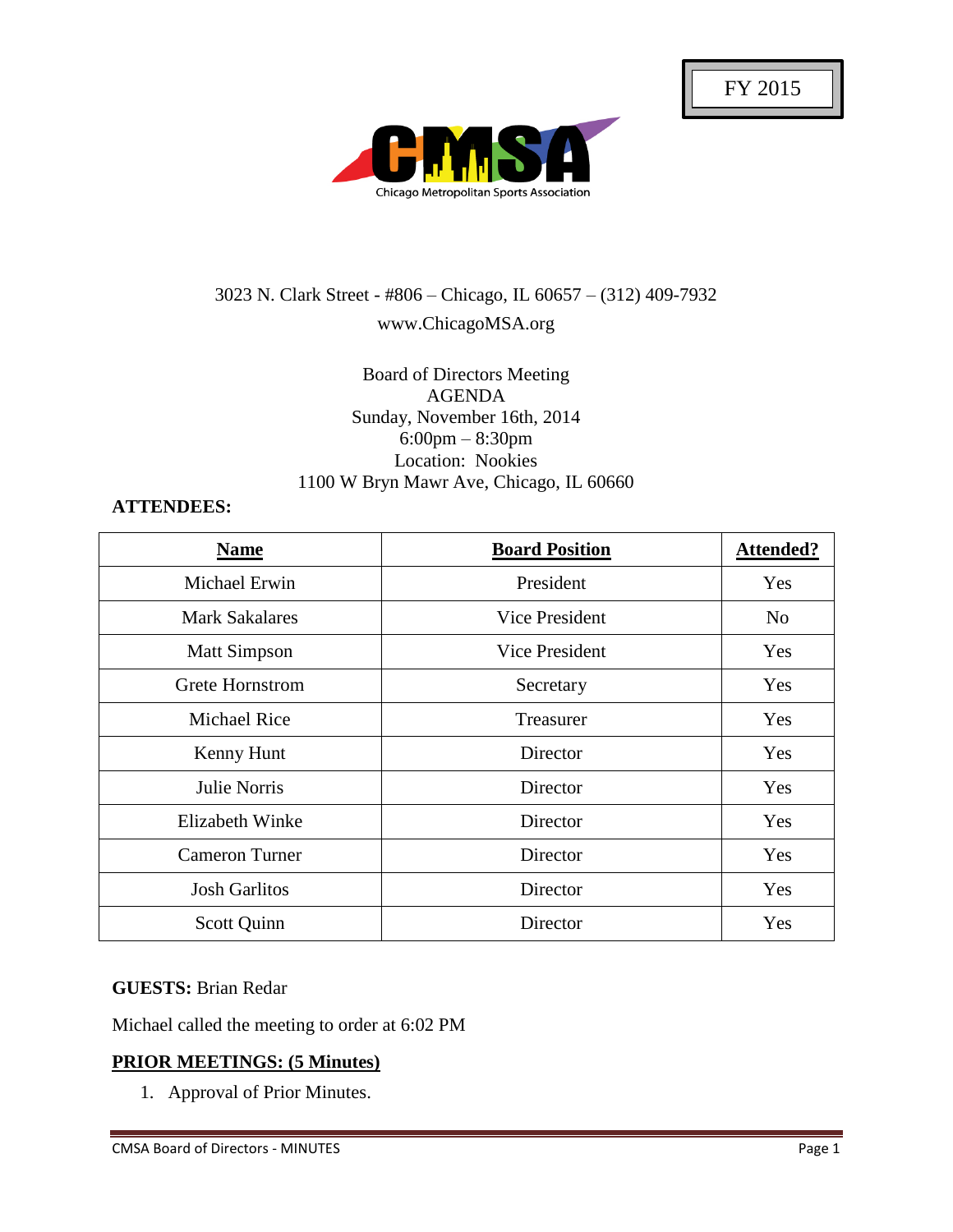FY 2015

Chicago Metropolitan Sports Association

3023 N. Clark Street - #806 – Chicago, IL 60657 – (312) 409-7932
www.ChicagoMSA.org

Board of Directors Meeting
AGENDA
Sunday, November 16th, 2014
6:00pm – 8:30pm
Location: Nookies
1100 W Bryn Mawr Ave, Chicago, IL 60660

**ATTENDEES:**

| Name | Board Position | Attended? |
|---|---|---|
| Michael Erwin | President | Yes |
| Mark Sakalares | Vice President | No |
| Matt Simpson | Vice President | Yes |
| Grete Hornstrom | Secretary | Yes |
| Michael Rice | Treasurer | Yes |
| Kenny Hunt | Director | Yes |
| Julie Norris | Director | Yes |
| Elizabeth Winke | Director | Yes |
| Cameron Turner | Director | Yes |
| Josh Garlitos | Director | Yes |
| Scott Quinn | Director | Yes |

**GUESTS:** Brian Redar

Michael called the meeting to order at 6:02 PM

**PRIOR MEETINGS: (5 Minutes)**

1. Approval of Prior Minutes.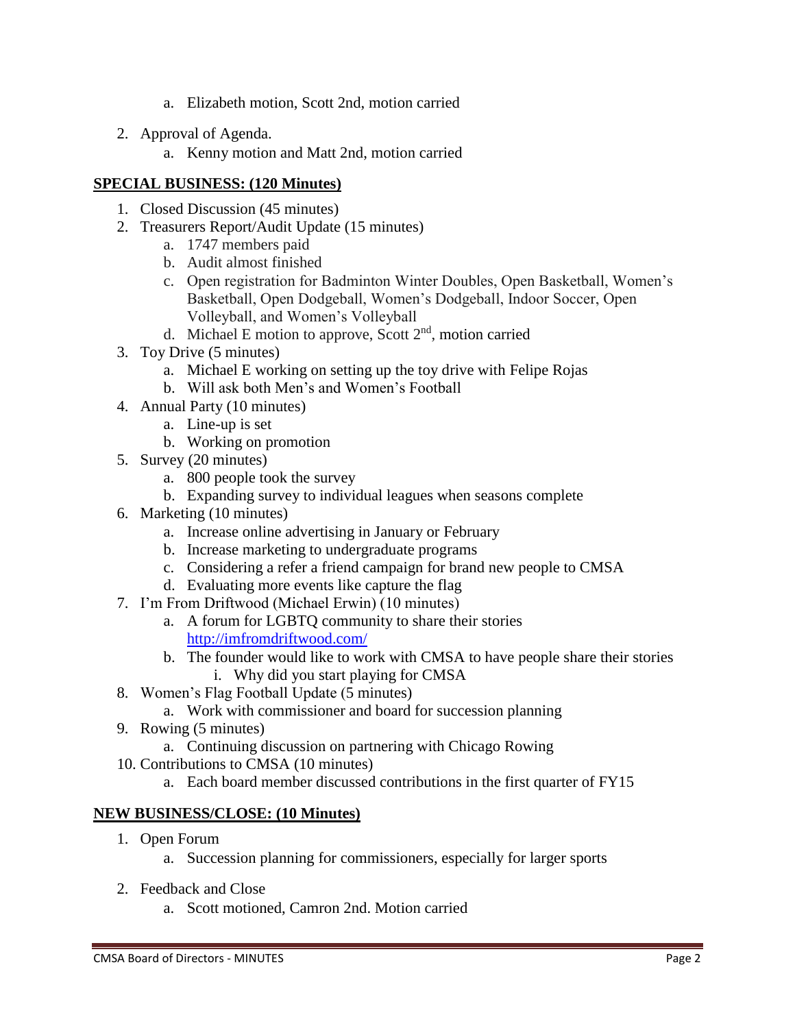a. Elizabeth motion, Scott 2nd, motion carried

2. Approval of Agenda.
   a. Kenny motion and Matt 2nd, motion carried

**SPECIAL BUSINESS: (120 Minutes)**

1. Closed Discussion (45 minutes)
2. Treasurers Report/Audit Update (15 minutes)
   a. 1747 members paid
   b. Audit almost finished
   c. Open registration for Badminton Winter Doubles, Open Basketball, Women's Basketball, Open Dodgeball, Women's Dodgeball, Indoor Soccer, Open Volleyball, and Women's Volleyball
   d. Michael E motion to approve, Scott 2nd, motion carried
3. Toy Drive (5 minutes)
   a. Michael E working on setting up the toy drive with Felipe Rojas
   b. Will ask both Men's and Women's Football
4. Annual Party (10 minutes)
   a. Line-up is set
   b. Working on promotion
5. Survey (20 minutes)
   a. 800 people took the survey
   b. Expanding survey to individual leagues when seasons complete
6. Marketing (10 minutes)
   a. Increase online advertising in January or February
   b. Increase marketing to undergraduate programs
   c. Considering a refer a friend campaign for brand new people to CMSA
   d. Evaluating more events like capture the flag
7. I'm From Driftwood (Michael Erwin) (10 minutes)
   a. A forum for LGBTQ community to share their stories http://imfromdriftwood.com/
   b. The founder would like to work with CMSA to have people share their stories
      i. Why did you start playing for CMSA
8. Women's Flag Football Update (5 minutes)
   a. Work with commissioner and board for succession planning
9. Rowing (5 minutes)
   a. Continuing discussion on partnering with Chicago Rowing
10. Contributions to CMSA (10 minutes)
    a. Each board member discussed contributions in the first quarter of FY15

**NEW BUSINESS/CLOSE: (10 Minutes)**

1. Open Forum
   a. Succession planning for commissioners, especially for larger sports

2. Feedback and Close
   a. Scott motioned, Camron 2nd. Motion carried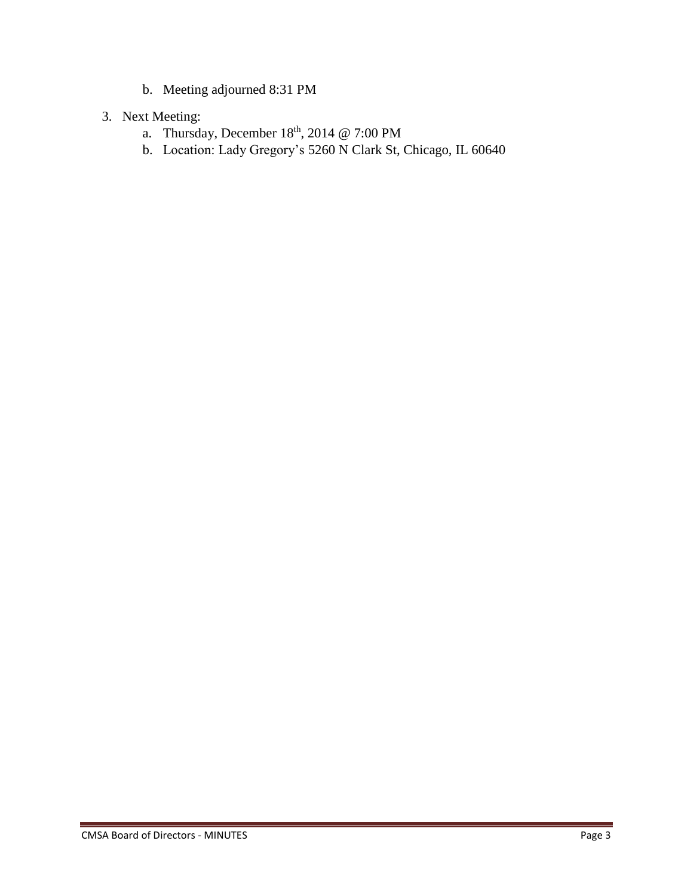b. Meeting adjourned 8:31 PM

3. Next Meeting:
   a. Thursday, December 18th, 2014 @ 7:00 PM
   b. Location: Lady Gregory's 5260 N Clark St, Chicago, IL 60640